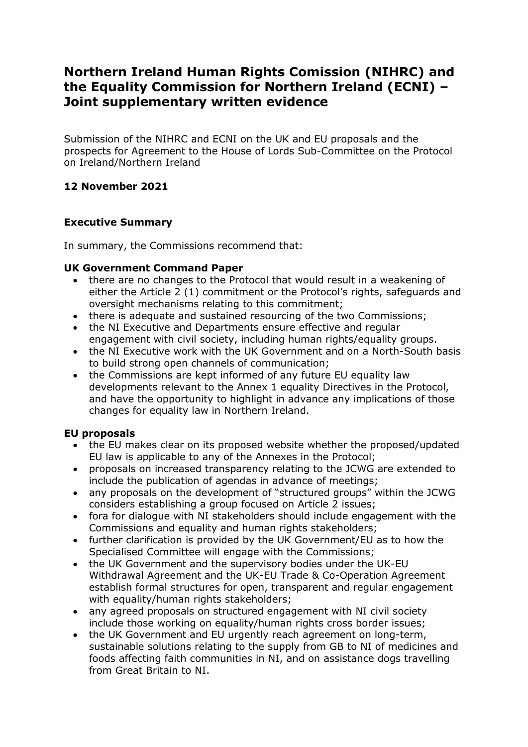# Northern Ireland Human Rights Comission (NIHRC) and the Equality Commission for Northern Ireland (ECNI) – Joint supplementary written evidence

Submission of the NIHRC and ECNI on the UK and EU proposals and the prospects for Agreement to the House of Lords Sub-Committee on the Protocol on Ireland/Northern Ireland

**12 November 2021**

## Executive Summary

In summary, the Commissions recommend that:

### UK Government Command Paper

- there are no changes to the Protocol that would result in a weakening of either the Article 2 (1) commitment or the Protocol's rights, safeguards and oversight mechanisms relating to this commitment;
- there is adequate and sustained resourcing of the two Commissions;
- the NI Executive and Departments ensure effective and regular engagement with civil society, including human rights/equality groups.
- the NI Executive work with the UK Government and on a North-South basis to build strong open channels of communication;
- the Commissions are kept informed of any future EU equality law developments relevant to the Annex 1 equality Directives in the Protocol, and have the opportunity to highlight in advance any implications of those changes for equality law in Northern Ireland.

### EU proposals

- the EU makes clear on its proposed website whether the proposed/updated EU law is applicable to any of the Annexes in the Protocol;
- proposals on increased transparency relating to the JCWG are extended to include the publication of agendas in advance of meetings;
- any proposals on the development of "structured groups" within the JCWG considers establishing a group focused on Article 2 issues;
- fora for dialogue with NI stakeholders should include engagement with the Commissions and equality and human rights stakeholders;
- further clarification is provided by the UK Government/EU as to how the Specialised Committee will engage with the Commissions;
- the UK Government and the supervisory bodies under the UK-EU Withdrawal Agreement and the UK-EU Trade & Co-Operation Agreement establish formal structures for open, transparent and regular engagement with equality/human rights stakeholders;
- any agreed proposals on structured engagement with NI civil society include those working on equality/human rights cross border issues;
- the UK Government and EU urgently reach agreement on long-term, sustainable solutions relating to the supply from GB to NI of medicines and foods affecting faith communities in NI, and on assistance dogs travelling from Great Britain to NI.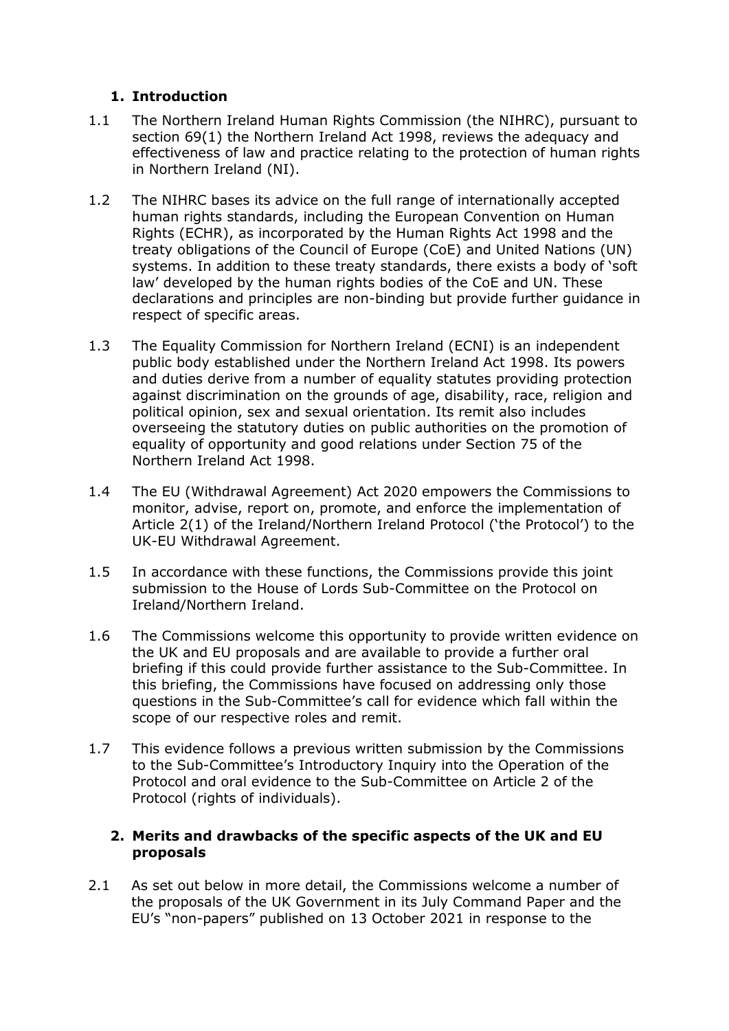## 1. Introduction

1.1 The Northern Ireland Human Rights Commission (the NIHRC), pursuant to section 69(1) the Northern Ireland Act 1998, reviews the adequacy and effectiveness of law and practice relating to the protection of human rights in Northern Ireland (NI).

1.2 The NIHRC bases its advice on the full range of internationally accepted human rights standards, including the European Convention on Human Rights (ECHR), as incorporated by the Human Rights Act 1998 and the treaty obligations of the Council of Europe (CoE) and United Nations (UN) systems. In addition to these treaty standards, there exists a body of 'soft law' developed by the human rights bodies of the CoE and UN. These declarations and principles are non-binding but provide further guidance in respect of specific areas.

1.3 The Equality Commission for Northern Ireland (ECNI) is an independent public body established under the Northern Ireland Act 1998. Its powers and duties derive from a number of equality statutes providing protection against discrimination on the grounds of age, disability, race, religion and political opinion, sex and sexual orientation. Its remit also includes overseeing the statutory duties on public authorities on the promotion of equality of opportunity and good relations under Section 75 of the Northern Ireland Act 1998.

1.4 The EU (Withdrawal Agreement) Act 2020 empowers the Commissions to monitor, advise, report on, promote, and enforce the implementation of Article 2(1) of the Ireland/Northern Ireland Protocol ('the Protocol') to the UK-EU Withdrawal Agreement.

1.5 In accordance with these functions, the Commissions provide this joint submission to the House of Lords Sub-Committee on the Protocol on Ireland/Northern Ireland.

1.6 The Commissions welcome this opportunity to provide written evidence on the UK and EU proposals and are available to provide a further oral briefing if this could provide further assistance to the Sub-Committee. In this briefing, the Commissions have focused on addressing only those questions in the Sub-Committee's call for evidence which fall within the scope of our respective roles and remit.

1.7 This evidence follows a previous written submission by the Commissions to the Sub-Committee's Introductory Inquiry into the Operation of the Protocol and oral evidence to the Sub-Committee on Article 2 of the Protocol (rights of individuals).

## 2. Merits and drawbacks of the specific aspects of the UK and EU proposals

2.1 As set out below in more detail, the Commissions welcome a number of the proposals of the UK Government in its July Command Paper and the EU's "non-papers" published on 13 October 2021 in response to the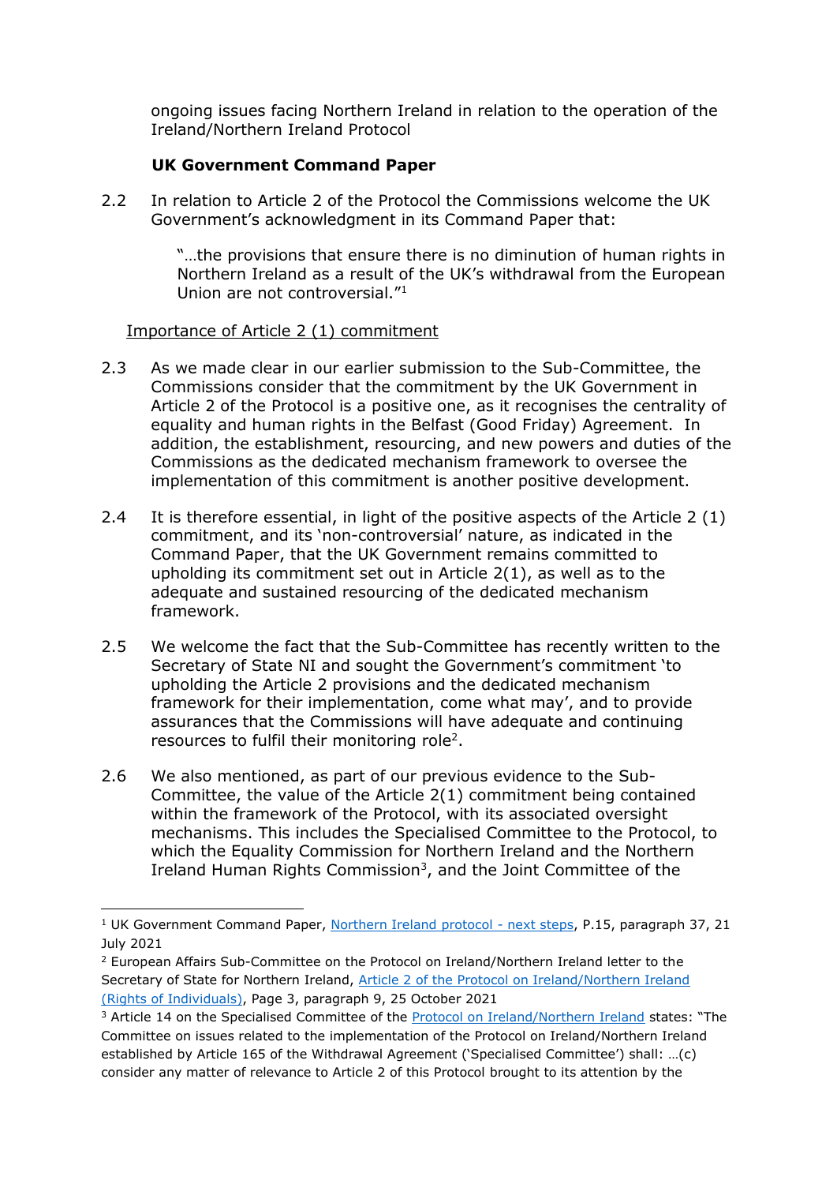ongoing issues facing Northern Ireland in relation to the operation of the Ireland/Northern Ireland Protocol

**UK Government Command Paper**

2.2 In relation to Article 2 of the Protocol the Commissions welcome the UK Government's acknowledgment in its Command Paper that:

> "…the provisions that ensure there is no diminution of human rights in Northern Ireland as a result of the UK's withdrawal from the European Union are not controversial."[1]

<u>Importance of Article 2 (1) commitment</u>

2.3 As we made clear in our earlier submission to the Sub-Committee, the Commissions consider that the commitment by the UK Government in Article 2 of the Protocol is a positive one, as it recognises the centrality of equality and human rights in the Belfast (Good Friday) Agreement. In addition, the establishment, resourcing, and new powers and duties of the Commissions as the dedicated mechanism framework to oversee the implementation of this commitment is another positive development.

2.4 It is therefore essential, in light of the positive aspects of the Article 2 (1) commitment, and its 'non-controversial' nature, as indicated in the Command Paper, that the UK Government remains committed to upholding its commitment set out in Article 2(1), as well as to the adequate and sustained resourcing of the dedicated mechanism framework.

2.5 We welcome the fact that the Sub-Committee has recently written to the Secretary of State NI and sought the Government's commitment 'to upholding the Article 2 provisions and the dedicated mechanism framework for their implementation, come what may', and to provide assurances that the Commissions will have adequate and continuing resources to fulfil their monitoring role[2].

2.6 We also mentioned, as part of our previous evidence to the Sub-Committee, the value of the Article 2(1) commitment being contained within the framework of the Protocol, with its associated oversight mechanisms. This includes the Specialised Committee to the Protocol, to which the Equality Commission for Northern Ireland and the Northern Ireland Human Rights Commission[3], and the Joint Committee of the

---

[1] UK Government Command Paper, Northern Ireland protocol - next steps, P.15, paragraph 37, 21 July 2021

[2] European Affairs Sub-Committee on the Protocol on Ireland/Northern Ireland letter to the Secretary of State for Northern Ireland, Article 2 of the Protocol on Ireland/Northern Ireland (Rights of Individuals), Page 3, paragraph 9, 25 October 2021

[3] Article 14 on the Specialised Committee of the Protocol on Ireland/Northern Ireland states: "The Committee on issues related to the implementation of the Protocol on Ireland/Northern Ireland established by Article 165 of the Withdrawal Agreement ('Specialised Committee') shall: …(c) consider any matter of relevance to Article 2 of this Protocol brought to its attention by the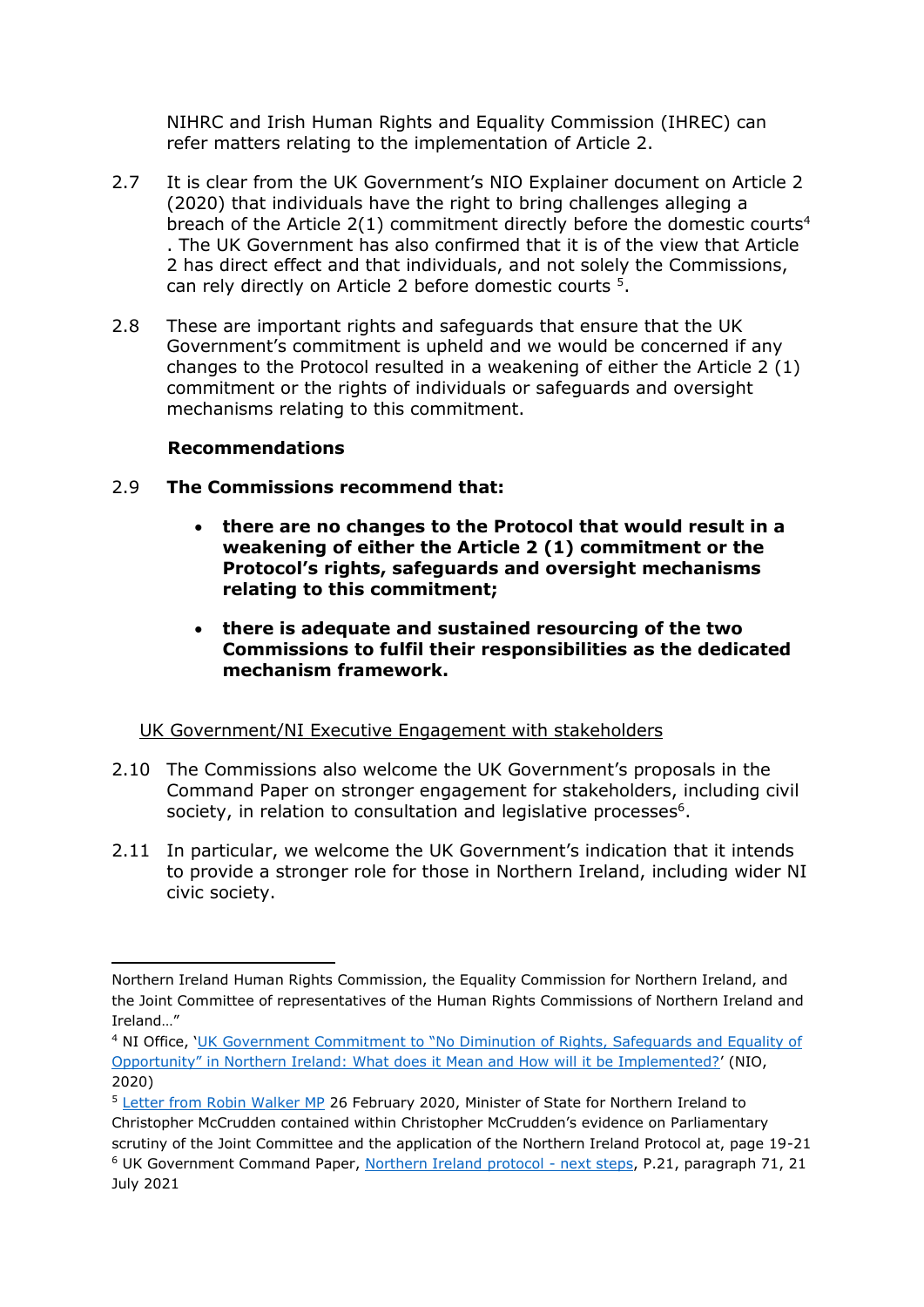NIHRC and Irish Human Rights and Equality Commission (IHREC) can refer matters relating to the implementation of Article 2.

2.7 It is clear from the UK Government's NIO Explainer document on Article 2 (2020) that individuals have the right to bring challenges alleging a breach of the Article 2(1) commitment directly before the domestic courts[4]. The UK Government has also confirmed that it is of the view that Article 2 has direct effect and that individuals, and not solely the Commissions, can rely directly on Article 2 before domestic courts [5].

2.8 These are important rights and safeguards that ensure that the UK Government's commitment is upheld and we would be concerned if any changes to the Protocol resulted in a weakening of either the Article 2 (1) commitment or the rights of individuals or safeguards and oversight mechanisms relating to this commitment.

**Recommendations**

2.9 **The Commissions recommend that:**

- **there are no changes to the Protocol that would result in a weakening of either the Article 2 (1) commitment or the Protocol's rights, safeguards and oversight mechanisms relating to this commitment;**
- **there is adequate and sustained resourcing of the two Commissions to fulfil their responsibilities as the dedicated mechanism framework.**

<u>UK Government/NI Executive Engagement with stakeholders</u>

2.10 The Commissions also welcome the UK Government's proposals in the Command Paper on stronger engagement for stakeholders, including civil society, in relation to consultation and legislative processes[6].

2.11 In particular, we welcome the UK Government's indication that it intends to provide a stronger role for those in Northern Ireland, including wider NI civic society.

---

Northern Ireland Human Rights Commission, the Equality Commission for Northern Ireland, and the Joint Committee of representatives of the Human Rights Commissions of Northern Ireland and Ireland…"

[4] NI Office, 'UK Government Commitment to "No Diminution of Rights, Safeguards and Equality of Opportunity" in Northern Ireland: What does it Mean and How will it be Implemented?' (NIO, 2020)

[5] Letter from Robin Walker MP 26 February 2020, Minister of State for Northern Ireland to Christopher McCrudden contained within Christopher McCrudden's evidence on Parliamentary scrutiny of the Joint Committee and the application of the Northern Ireland Protocol at, page 19-21

[6] UK Government Command Paper, Northern Ireland protocol - next steps, P.21, paragraph 71, 21 July 2021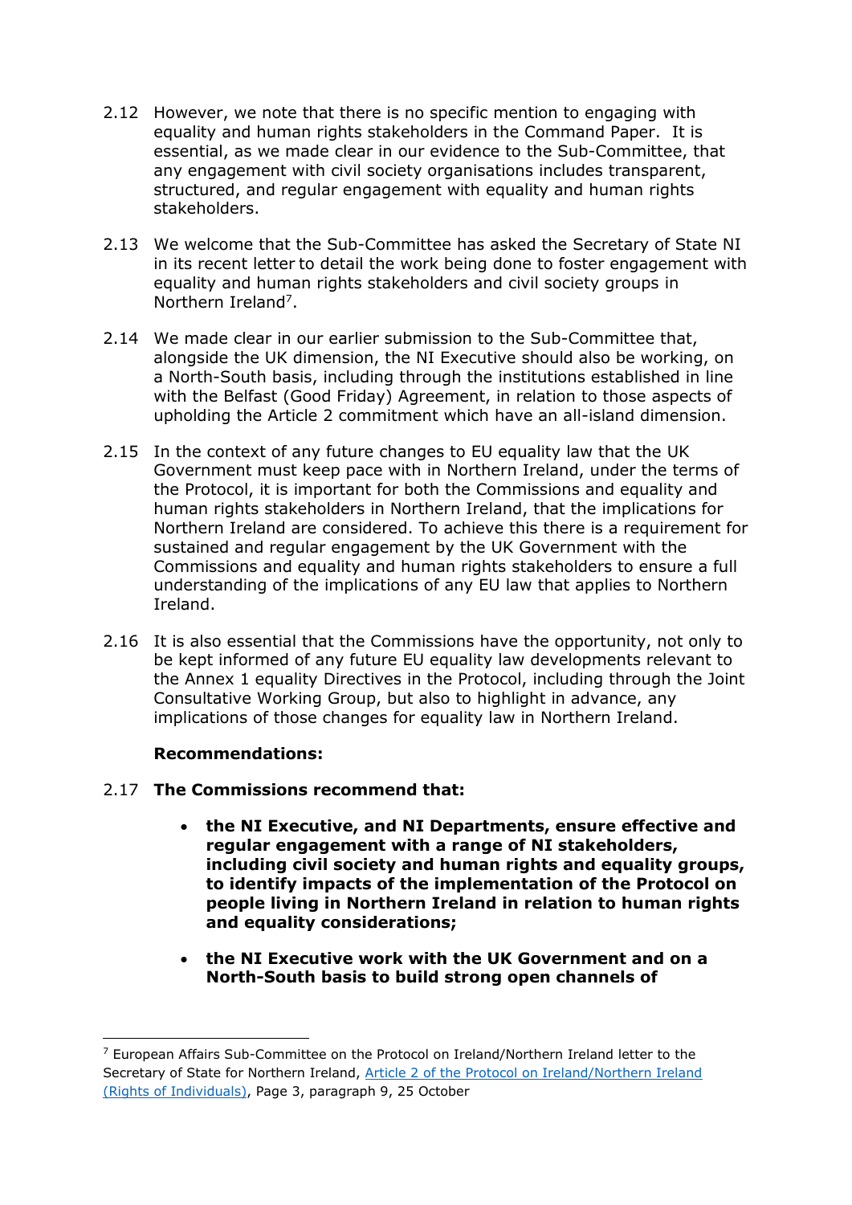2.12 However, we note that there is no specific mention to engaging with equality and human rights stakeholders in the Command Paper. It is essential, as we made clear in our evidence to the Sub-Committee, that any engagement with civil society organisations includes transparent, structured, and regular engagement with equality and human rights stakeholders.

2.13 We welcome that the Sub-Committee has asked the Secretary of State NI in its recent letter to detail the work being done to foster engagement with equality and human rights stakeholders and civil society groups in Northern Ireland[7].

2.14 We made clear in our earlier submission to the Sub-Committee that, alongside the UK dimension, the NI Executive should also be working, on a North-South basis, including through the institutions established in line with the Belfast (Good Friday) Agreement, in relation to those aspects of upholding the Article 2 commitment which have an all-island dimension.

2.15 In the context of any future changes to EU equality law that the UK Government must keep pace with in Northern Ireland, under the terms of the Protocol, it is important for both the Commissions and equality and human rights stakeholders in Northern Ireland, that the implications for Northern Ireland are considered. To achieve this there is a requirement for sustained and regular engagement by the UK Government with the Commissions and equality and human rights stakeholders to ensure a full understanding of the implications of any EU law that applies to Northern Ireland.

2.16 It is also essential that the Commissions have the opportunity, not only to be kept informed of any future EU equality law developments relevant to the Annex 1 equality Directives in the Protocol, including through the Joint Consultative Working Group, but also to highlight in advance, any implications of those changes for equality law in Northern Ireland.

**Recommendations:**

2.17 **The Commissions recommend that:**

- **the NI Executive, and NI Departments, ensure effective and regular engagement with a range of NI stakeholders, including civil society and human rights and equality groups, to identify impacts of the implementation of the Protocol on people living in Northern Ireland in relation to human rights and equality considerations;**
- **the NI Executive work with the UK Government and on a North-South basis to build strong open channels of**

---

[7] European Affairs Sub-Committee on the Protocol on Ireland/Northern Ireland letter to the Secretary of State for Northern Ireland, [Article 2 of the Protocol on Ireland/Northern Ireland (Rights of Individuals)](), Page 3, paragraph 9, 25 October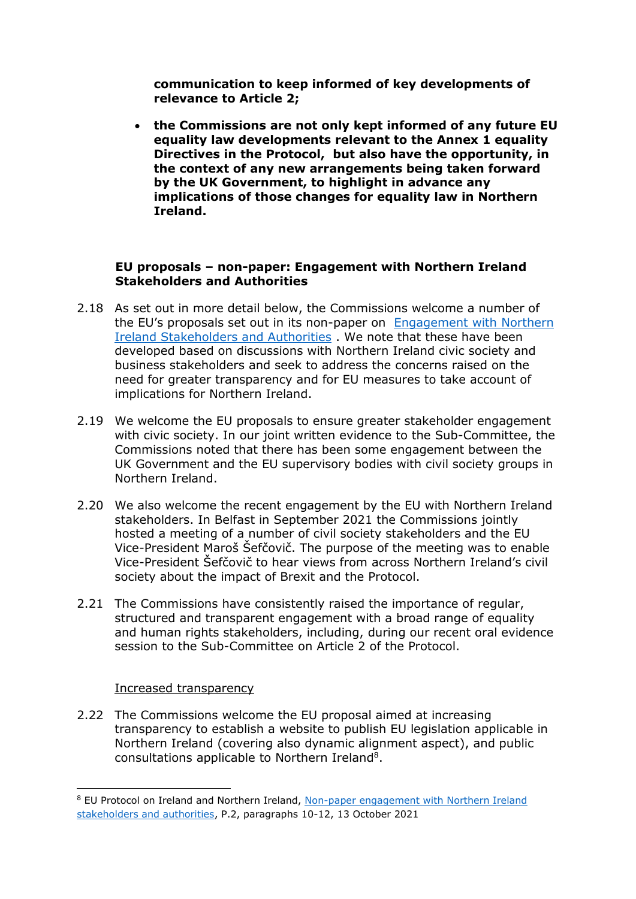**communication to keep informed of key developments of relevance to Article 2;**

- **the Commissions are not only kept informed of any future EU equality law developments relevant to the Annex 1 equality Directives in the Protocol, but also have the opportunity, in the context of any new arrangements being taken forward by the UK Government, to highlight in advance any implications of those changes for equality law in Northern Ireland.**

**EU proposals – non-paper: Engagement with Northern Ireland Stakeholders and Authorities**

2.18 As set out in more detail below, the Commissions welcome a number of the EU's proposals set out in its non-paper on Engagement with Northern Ireland Stakeholders and Authorities . We note that these have been developed based on discussions with Northern Ireland civic society and business stakeholders and seek to address the concerns raised on the need for greater transparency and for EU measures to take account of implications for Northern Ireland.

2.19 We welcome the EU proposals to ensure greater stakeholder engagement with civic society. In our joint written evidence to the Sub-Committee, the Commissions noted that there has been some engagement between the UK Government and the EU supervisory bodies with civil society groups in Northern Ireland.

2.20 We also welcome the recent engagement by the EU with Northern Ireland stakeholders. In Belfast in September 2021 the Commissions jointly hosted a meeting of a number of civil society stakeholders and the EU Vice-President Maroš Šefčovič. The purpose of the meeting was to enable Vice-President Šefčovič to hear views from across Northern Ireland's civil society about the impact of Brexit and the Protocol.

2.21 The Commissions have consistently raised the importance of regular, structured and transparent engagement with a broad range of equality and human rights stakeholders, including, during our recent oral evidence session to the Sub-Committee on Article 2 of the Protocol.

Increased transparency

2.22 The Commissions welcome the EU proposal aimed at increasing transparency to establish a website to publish EU legislation applicable in Northern Ireland (covering also dynamic alignment aspect), and public consultations applicable to Northern Ireland[8].

[8] EU Protocol on Ireland and Northern Ireland, Non-paper engagement with Northern Ireland stakeholders and authorities, P.2, paragraphs 10-12, 13 October 2021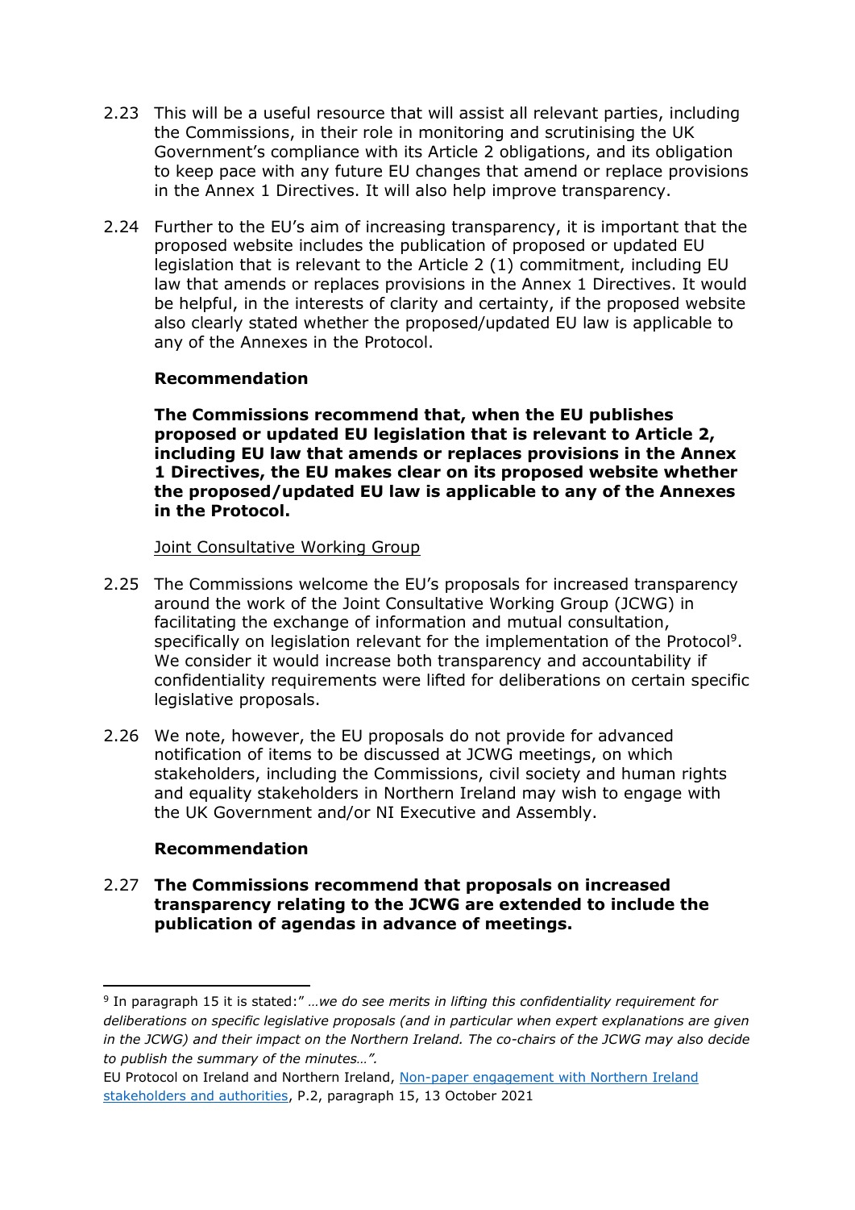2.23 This will be a useful resource that will assist all relevant parties, including the Commissions, in their role in monitoring and scrutinising the UK Government's compliance with its Article 2 obligations, and its obligation to keep pace with any future EU changes that amend or replace provisions in the Annex 1 Directives. It will also help improve transparency.

2.24 Further to the EU's aim of increasing transparency, it is important that the proposed website includes the publication of proposed or updated EU legislation that is relevant to the Article 2 (1) commitment, including EU law that amends or replaces provisions in the Annex 1 Directives. It would be helpful, in the interests of clarity and certainty, if the proposed website also clearly stated whether the proposed/updated EU law is applicable to any of the Annexes in the Protocol.

**Recommendation**

**The Commissions recommend that, when the EU publishes proposed or updated EU legislation that is relevant to Article 2, including EU law that amends or replaces provisions in the Annex 1 Directives, the EU makes clear on its proposed website whether the proposed/updated EU law is applicable to any of the Annexes in the Protocol.**

<u>Joint Consultative Working Group</u>

2.25 The Commissions welcome the EU's proposals for increased transparency around the work of the Joint Consultative Working Group (JCWG) in facilitating the exchange of information and mutual consultation, specifically on legislation relevant for the implementation of the Protocol[9]. We consider it would increase both transparency and accountability if confidentiality requirements were lifted for deliberations on certain specific legislative proposals.

2.26 We note, however, the EU proposals do not provide for advanced notification of items to be discussed at JCWG meetings, on which stakeholders, including the Commissions, civil society and human rights and equality stakeholders in Northern Ireland may wish to engage with the UK Government and/or NI Executive and Assembly.

**Recommendation**

2.27 **The Commissions recommend that proposals on increased transparency relating to the JCWG are extended to include the publication of agendas in advance of meetings.**

---

[9] In paragraph 15 it is stated:" *…we do see merits in lifting this confidentiality requirement for deliberations on specific legislative proposals (and in particular when expert explanations are given in the JCWG) and their impact on the Northern Ireland. The co-chairs of the JCWG may also decide to publish the summary of the minutes…".*

EU Protocol on Ireland and Northern Ireland, Non-paper engagement with Northern Ireland stakeholders and authorities, P.2, paragraph 15, 13 October 2021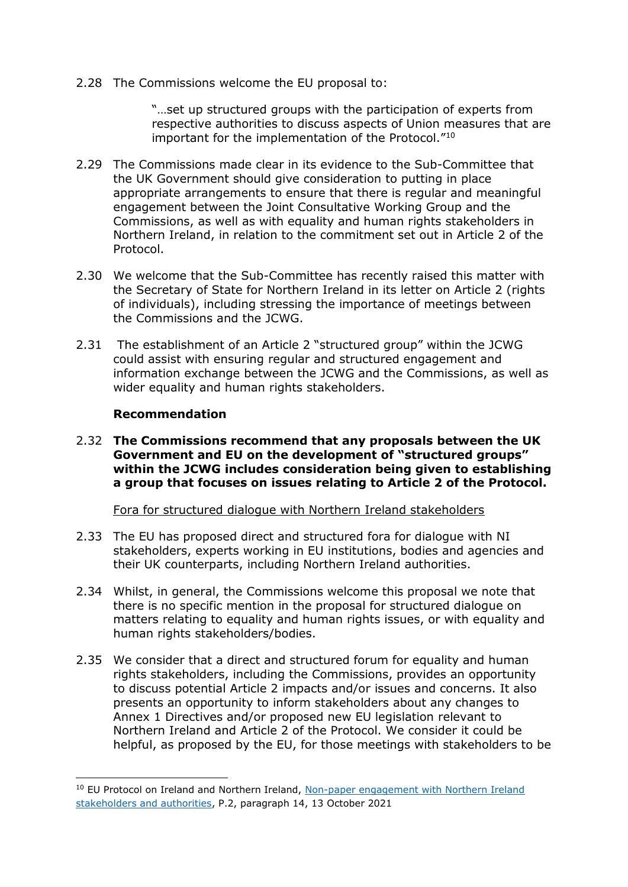2.28 The Commissions welcome the EU proposal to:

> "…set up structured groups with the participation of experts from respective authorities to discuss aspects of Union measures that are important for the implementation of the Protocol."[10]

2.29 The Commissions made clear in its evidence to the Sub-Committee that the UK Government should give consideration to putting in place appropriate arrangements to ensure that there is regular and meaningful engagement between the Joint Consultative Working Group and the Commissions, as well as with equality and human rights stakeholders in Northern Ireland, in relation to the commitment set out in Article 2 of the Protocol.

2.30 We welcome that the Sub-Committee has recently raised this matter with the Secretary of State for Northern Ireland in its letter on Article 2 (rights of individuals), including stressing the importance of meetings between the Commissions and the JCWG.

2.31 The establishment of an Article 2 "structured group" within the JCWG could assist with ensuring regular and structured engagement and information exchange between the JCWG and the Commissions, as well as wider equality and human rights stakeholders.

**Recommendation**

**2.32 The Commissions recommend that any proposals between the UK Government and EU on the development of "structured groups" within the JCWG includes consideration being given to establishing a group that focuses on issues relating to Article 2 of the Protocol.**

<u>Fora for structured dialogue with Northern Ireland stakeholders</u>

2.33 The EU has proposed direct and structured fora for dialogue with NI stakeholders, experts working in EU institutions, bodies and agencies and their UK counterparts, including Northern Ireland authorities.

2.34 Whilst, in general, the Commissions welcome this proposal we note that there is no specific mention in the proposal for structured dialogue on matters relating to equality and human rights issues, or with equality and human rights stakeholders/bodies.

2.35 We consider that a direct and structured forum for equality and human rights stakeholders, including the Commissions, provides an opportunity to discuss potential Article 2 impacts and/or issues and concerns. It also presents an opportunity to inform stakeholders about any changes to Annex 1 Directives and/or proposed new EU legislation relevant to Northern Ireland and Article 2 of the Protocol. We consider it could be helpful, as proposed by the EU, for those meetings with stakeholders to be

---

[10] EU Protocol on Ireland and Northern Ireland, Non-paper engagement with Northern Ireland stakeholders and authorities, P.2, paragraph 14, 13 October 2021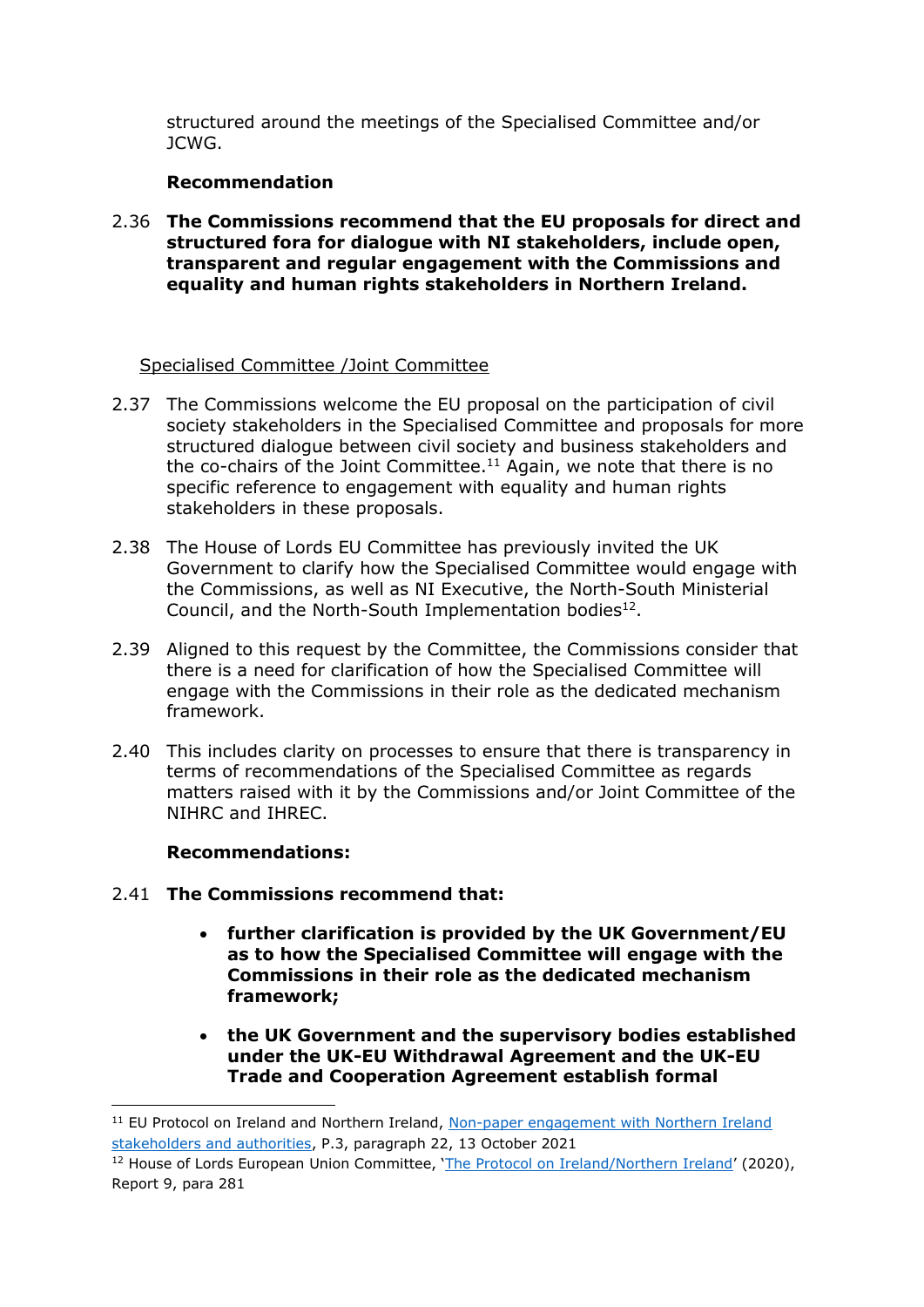structured around the meetings of the Specialised Committee and/or JCWG.

**Recommendation**

2.36 **The Commissions recommend that the EU proposals for direct and structured fora for dialogue with NI stakeholders, include open, transparent and regular engagement with the Commissions and equality and human rights stakeholders in Northern Ireland.**

<u>Specialised Committee /Joint Committee</u>

2.37 The Commissions welcome the EU proposal on the participation of civil society stakeholders in the Specialised Committee and proposals for more structured dialogue between civil society and business stakeholders and the co-chairs of the Joint Committee.[11] Again, we note that there is no specific reference to engagement with equality and human rights stakeholders in these proposals.

2.38 The House of Lords EU Committee has previously invited the UK Government to clarify how the Specialised Committee would engage with the Commissions, as well as NI Executive, the North-South Ministerial Council, and the North-South Implementation bodies[12].

2.39 Aligned to this request by the Committee, the Commissions consider that there is a need for clarification of how the Specialised Committee will engage with the Commissions in their role as the dedicated mechanism framework.

2.40 This includes clarity on processes to ensure that there is transparency in terms of recommendations of the Specialised Committee as regards matters raised with it by the Commissions and/or Joint Committee of the NIHRC and IHREC.

**Recommendations:**

2.41 **The Commissions recommend that:**

- **further clarification is provided by the UK Government/EU as to how the Specialised Committee will engage with the Commissions in their role as the dedicated mechanism framework;**
- **the UK Government and the supervisory bodies established under the UK-EU Withdrawal Agreement and the UK-EU Trade and Cooperation Agreement establish formal**

---

[11] EU Protocol on Ireland and Northern Ireland, Non-paper engagement with Northern Ireland stakeholders and authorities, P.3, paragraph 22, 13 October 2021

[12] House of Lords European Union Committee, 'The Protocol on Ireland/Northern Ireland' (2020), Report 9, para 281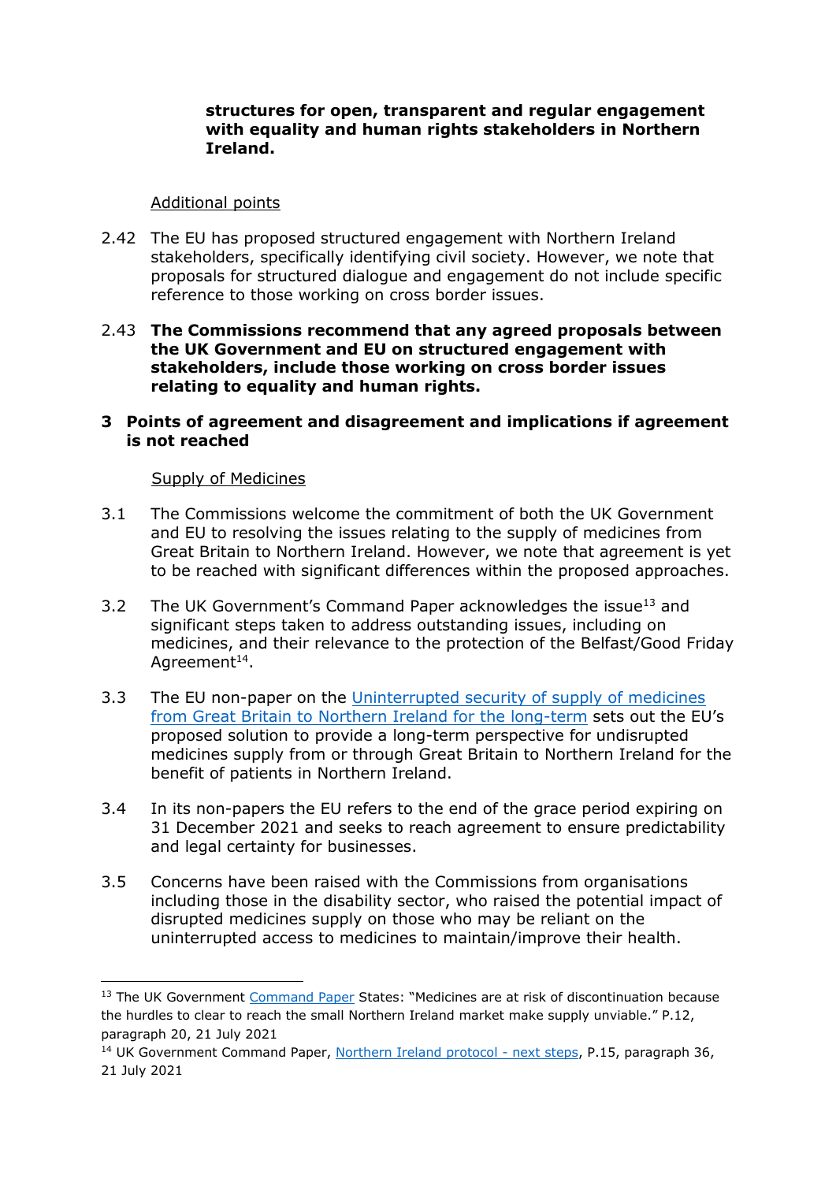**structures for open, transparent and regular engagement with equality and human rights stakeholders in Northern Ireland.**

Additional points

2.42 The EU has proposed structured engagement with Northern Ireland stakeholders, specifically identifying civil society. However, we note that proposals for structured dialogue and engagement do not include specific reference to those working on cross border issues.

2.43 **The Commissions recommend that any agreed proposals between the UK Government and EU on structured engagement with stakeholders, include those working on cross border issues relating to equality and human rights.**

## 3 Points of agreement and disagreement and implications if agreement is not reached

Supply of Medicines

3.1 The Commissions welcome the commitment of both the UK Government and EU to resolving the issues relating to the supply of medicines from Great Britain to Northern Ireland. However, we note that agreement is yet to be reached with significant differences within the proposed approaches.

3.2 The UK Government's Command Paper acknowledges the issue[13] and significant steps taken to address outstanding issues, including on medicines, and their relevance to the protection of the Belfast/Good Friday Agreement[14].

3.3 The EU non-paper on the Uninterrupted security of supply of medicines from Great Britain to Northern Ireland for the long-term sets out the EU's proposed solution to provide a long-term perspective for undisrupted medicines supply from or through Great Britain to Northern Ireland for the benefit of patients in Northern Ireland.

3.4 In its non-papers the EU refers to the end of the grace period expiring on 31 December 2021 and seeks to reach agreement to ensure predictability and legal certainty for businesses.

3.5 Concerns have been raised with the Commissions from organisations including those in the disability sector, who raised the potential impact of disrupted medicines supply on those who may be reliant on the uninterrupted access to medicines to maintain/improve their health.

---

[13] The UK Government Command Paper States: "Medicines are at risk of discontinuation because the hurdles to clear to reach the small Northern Ireland market make supply unviable." P.12, paragraph 20, 21 July 2021

[14] UK Government Command Paper, Northern Ireland protocol - next steps, P.15, paragraph 36, 21 July 2021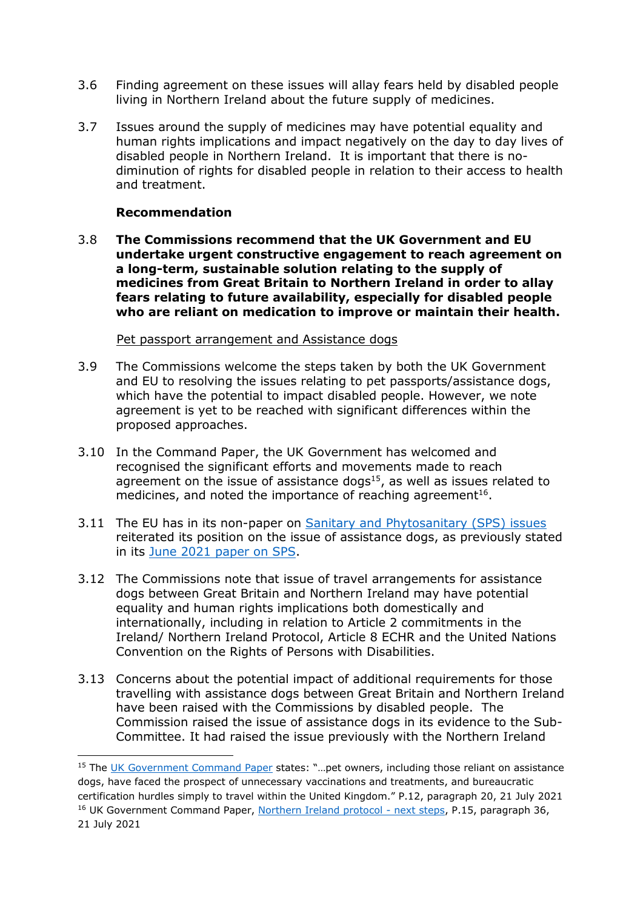3.6 Finding agreement on these issues will allay fears held by disabled people living in Northern Ireland about the future supply of medicines.

3.7 Issues around the supply of medicines may have potential equality and human rights implications and impact negatively on the day to day lives of disabled people in Northern Ireland. It is important that there is no-diminution of rights for disabled people in relation to their access to health and treatment.

**Recommendation**

3.8 **The Commissions recommend that the UK Government and EU undertake urgent constructive engagement to reach agreement on a long-term, sustainable solution relating to the supply of medicines from Great Britain to Northern Ireland in order to allay fears relating to future availability, especially for disabled people who are reliant on medication to improve or maintain their health.**

Pet passport arrangement and Assistance dogs

3.9 The Commissions welcome the steps taken by both the UK Government and EU to resolving the issues relating to pet passports/assistance dogs, which have the potential to impact disabled people. However, we note agreement is yet to be reached with significant differences within the proposed approaches.

3.10 In the Command Paper, the UK Government has welcomed and recognised the significant efforts and movements made to reach agreement on the issue of assistance dogs[15], as well as issues related to medicines, and noted the importance of reaching agreement[16].

3.11 The EU has in its non-paper on [Sanitary and Phytosanitary (SPS) issues] reiterated its position on the issue of assistance dogs, as previously stated in its [June 2021 paper on SPS].

3.12 The Commissions note that issue of travel arrangements for assistance dogs between Great Britain and Northern Ireland may have potential equality and human rights implications both domestically and internationally, including in relation to Article 2 commitments in the Ireland/ Northern Ireland Protocol, Article 8 ECHR and the United Nations Convention on the Rights of Persons with Disabilities.

3.13 Concerns about the potential impact of additional requirements for those travelling with assistance dogs between Great Britain and Northern Ireland have been raised with the Commissions by disabled people. The Commission raised the issue of assistance dogs in its evidence to the Sub-Committee. It had raised the issue previously with the Northern Ireland

---

[15] The [UK Government Command Paper] states: "…pet owners, including those reliant on assistance dogs, have faced the prospect of unnecessary vaccinations and treatments, and bureaucratic certification hurdles simply to travel within the United Kingdom." P.12, paragraph 20, 21 July 2021

[16] UK Government Command Paper, [Northern Ireland protocol - next steps], P.15, paragraph 36, 21 July 2021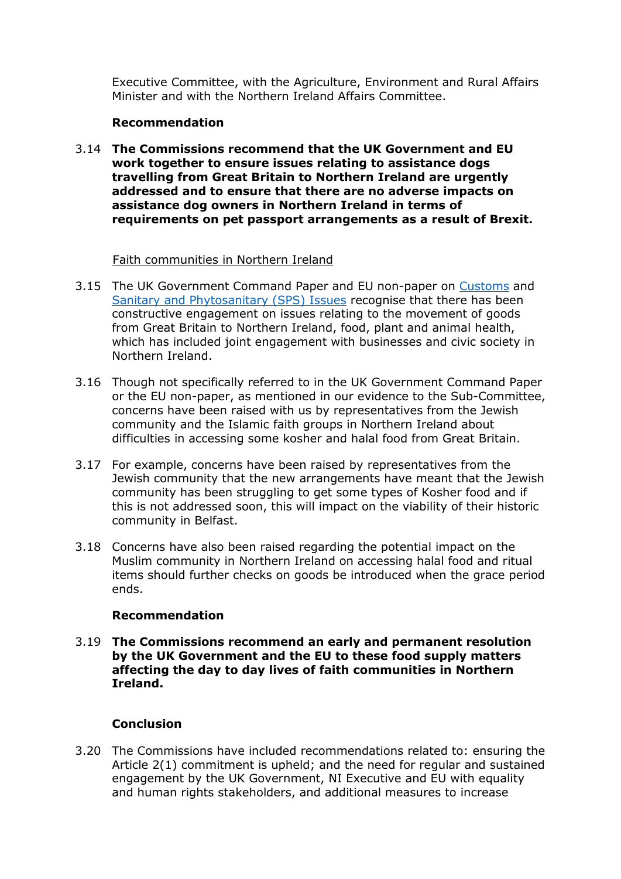Executive Committee, with the Agriculture, Environment and Rural Affairs Minister and with the Northern Ireland Affairs Committee.

**Recommendation**

3.14 **The Commissions recommend that the UK Government and EU work together to ensure issues relating to assistance dogs travelling from Great Britain to Northern Ireland are urgently addressed and to ensure that there are no adverse impacts on assistance dog owners in Northern Ireland in terms of requirements on pet passport arrangements as a result of Brexit.**

Faith communities in Northern Ireland

3.15 The UK Government Command Paper and EU non-paper on Customs and Sanitary and Phytosanitary (SPS) Issues recognise that there has been constructive engagement on issues relating to the movement of goods from Great Britain to Northern Ireland, food, plant and animal health, which has included joint engagement with businesses and civic society in Northern Ireland.

3.16 Though not specifically referred to in the UK Government Command Paper or the EU non-paper, as mentioned in our evidence to the Sub-Committee, concerns have been raised with us by representatives from the Jewish community and the Islamic faith groups in Northern Ireland about difficulties in accessing some kosher and halal food from Great Britain.

3.17 For example, concerns have been raised by representatives from the Jewish community that the new arrangements have meant that the Jewish community has been struggling to get some types of Kosher food and if this is not addressed soon, this will impact on the viability of their historic community in Belfast.

3.18 Concerns have also been raised regarding the potential impact on the Muslim community in Northern Ireland on accessing halal food and ritual items should further checks on goods be introduced when the grace period ends.

**Recommendation**

3.19 **The Commissions recommend an early and permanent resolution by the UK Government and the EU to these food supply matters affecting the day to day lives of faith communities in Northern Ireland.**

**Conclusion**

3.20 The Commissions have included recommendations related to: ensuring the Article 2(1) commitment is upheld; and the need for regular and sustained engagement by the UK Government, NI Executive and EU with equality and human rights stakeholders, and additional measures to increase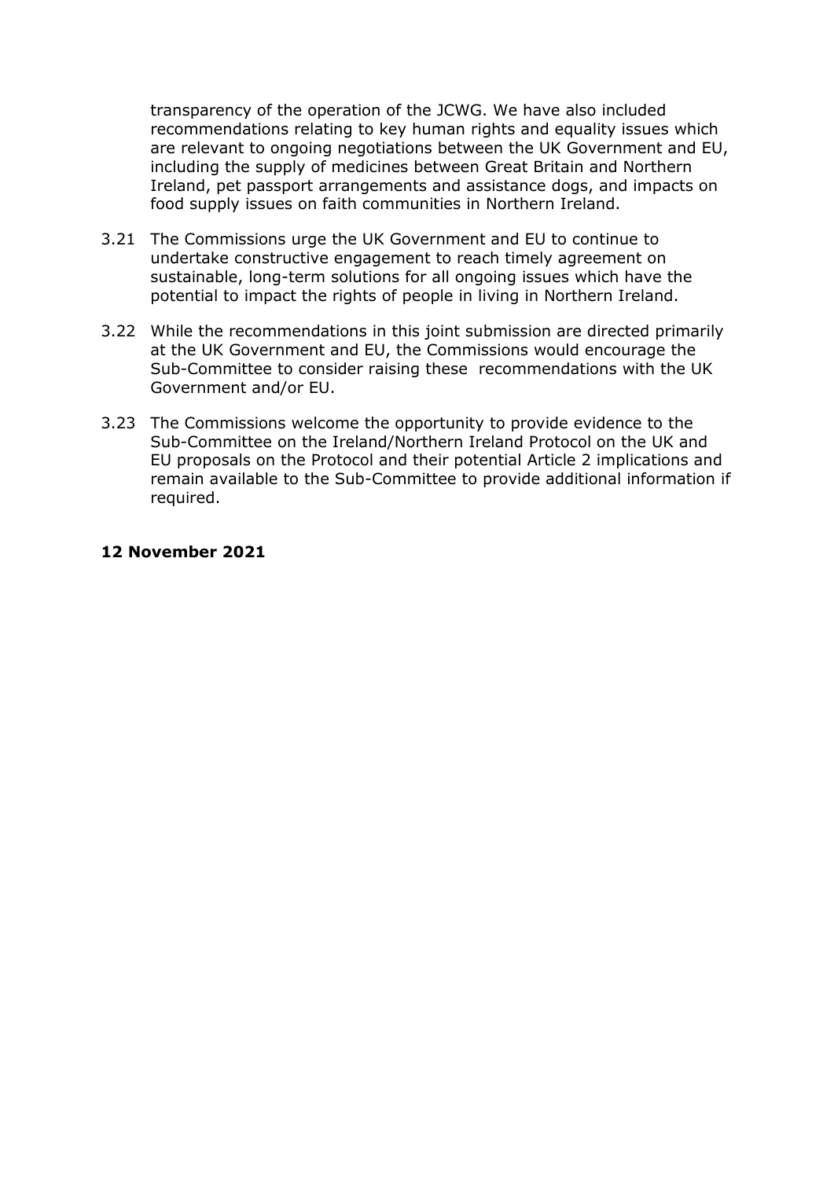transparency of the operation of the JCWG. We have also included recommendations relating to key human rights and equality issues which are relevant to ongoing negotiations between the UK Government and EU, including the supply of medicines between Great Britain and Northern Ireland, pet passport arrangements and assistance dogs, and impacts on food supply issues on faith communities in Northern Ireland.

3.21 The Commissions urge the UK Government and EU to continue to undertake constructive engagement to reach timely agreement on sustainable, long-term solutions for all ongoing issues which have the potential to impact the rights of people in living in Northern Ireland.

3.22 While the recommendations in this joint submission are directed primarily at the UK Government and EU, the Commissions would encourage the Sub-Committee to consider raising these recommendations with the UK Government and/or EU.

3.23 The Commissions welcome the opportunity to provide evidence to the Sub-Committee on the Ireland/Northern Ireland Protocol on the UK and EU proposals on the Protocol and their potential Article 2 implications and remain available to the Sub-Committee to provide additional information if required.

**12 November 2021**